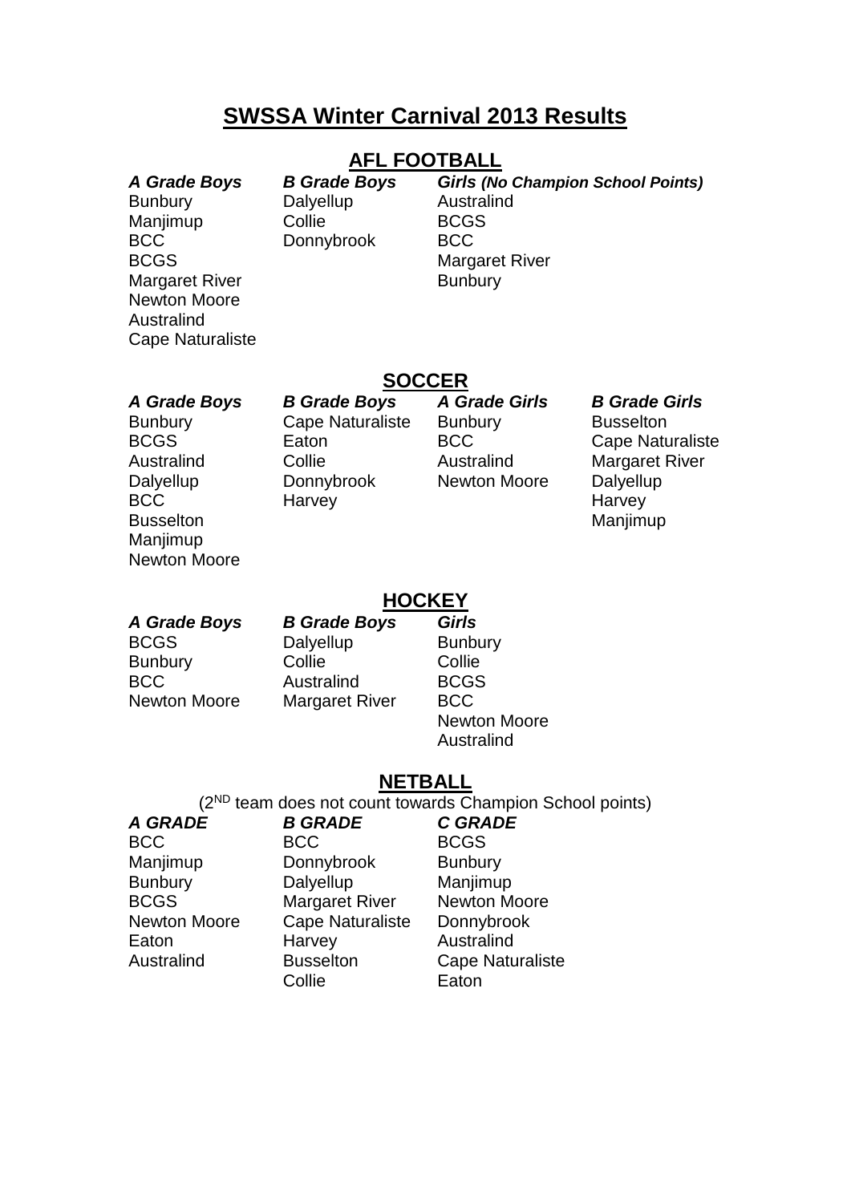# SWSSA Winter Carnival 2013 Results

## AFL FOOTBALL

| *A Grade Boys* | *B Grade Boys* | *Girls (No Champion School Points)* |
|---|---|---|
| Bunbury | Dalyellup | Australind |
| Manjimup | Collie | BCGS |
| BCC | Donnybrook | BCC |
| BCGS | | Margaret River |
| Margaret River | | Bunbury |
| Newton Moore | | |
| Australind | | |
| Cape Naturaliste | | |

## SOCCER

| *A Grade Boys* | *B Grade Boys* | *A Grade Girls* | *B Grade Girls* |
|---|---|---|---|
| Bunbury | Cape Naturaliste | Bunbury | Busselton |
| BCGS | Eaton | BCC | Cape Naturaliste |
| Australind | Collie | Australind | Margaret River |
| Dalyellup | Donnybrook | Newton Moore | Dalyellup |
| BCC | Harvey | | Harvey |
| Busselton | | | Manjimup |
| Manjimup | | | |
| Newton Moore | | | |

## HOCKEY

| *A Grade Boys* | *B Grade Boys* | *Girls* |
|---|---|---|
| BCGS | Dalyellup | Bunbury |
| Bunbury | Collie | Collie |
| BCC | Australind | BCGS |
| Newton Moore | Margaret River | BCC |
| | | Newton Moore |
| | | Australind |

## NETBALL

(2ND team does not count towards Champion School points)

| *A GRADE* | *B GRADE* | *C GRADE* |
|---|---|---|
| BCC | BCC | BCGS |
| Manjimup | Donnybrook | Bunbury |
| Bunbury | Dalyellup | Manjimup |
| BCGS | Margaret River | Newton Moore |
| Newton Moore | Cape Naturaliste | Donnybrook |
| Eaton | Harvey | Australind |
| Australind | Busselton | Cape Naturaliste |
| | Collie | Eaton |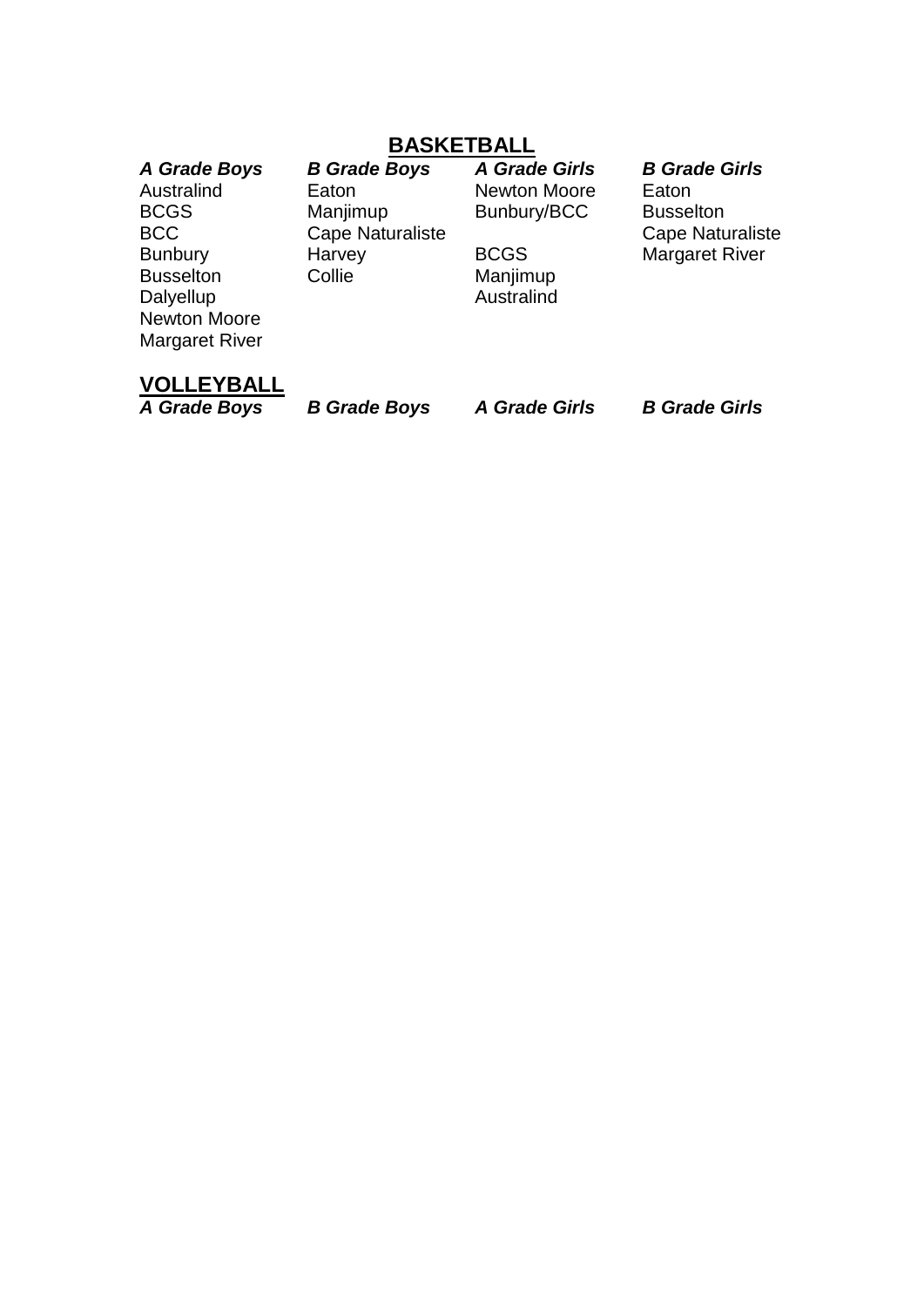## BASKETBALL

| *A Grade Boys* | *B Grade Boys* | *A Grade Girls* | *B Grade Girls* |
|---|---|---|---|
| Australind | Eaton | Newton Moore | Eaton |
| BCGS | Manjimup | Bunbury/BCC | Busselton |
| BCC | Cape Naturaliste | | Cape Naturaliste |
| Bunbury | Harvey | BCGS | Margaret River |
| Busselton | Collie | Manjimup | |
| Dalyellup | | Australind | |
| Newton Moore | | | |
| Margaret River | | | |

## VOLLEYBALL

| *A Grade Boys* | *B Grade Boys* | *A Grade Girls* | *B Grade Girls* |
|---|---|---|---|